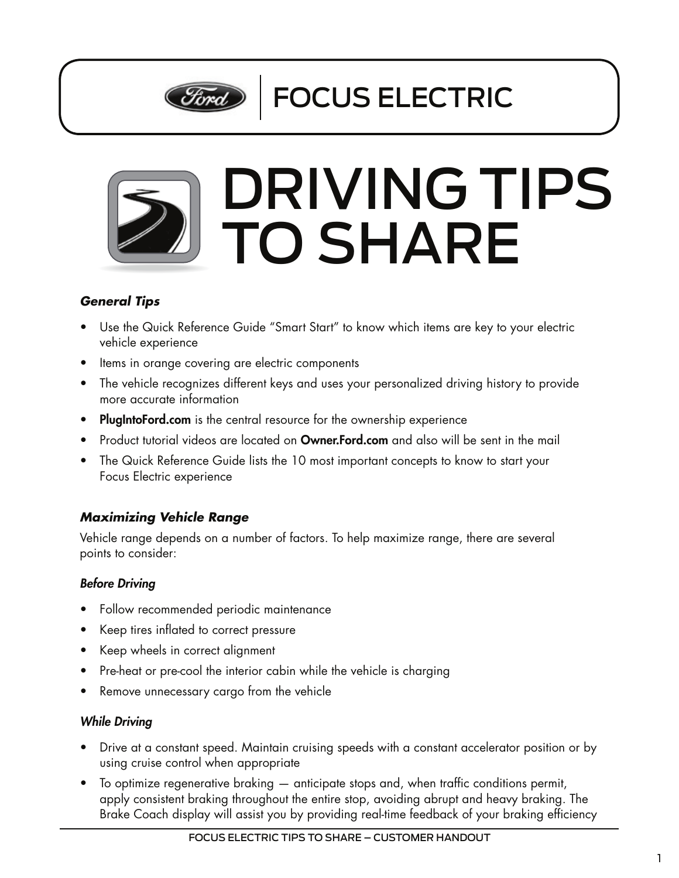# FOCUS ELECTRIC

# DRIVING TIPS TO SHARE

### *General Tips*

- Use the Quick Reference Guide "Smart Start" to know which items are key to your electric vehicle experience
- Items in orange covering are electric components
- The vehicle recognizes different keys and uses your personalized driving history to provide more accurate information
- **PlugIntoFord.com** is the central resource for the ownership experience
- Product tutorial videos are located on **Owner.Ford.com** and also will be sent in the mail
- The Quick Reference Guide lists the 10 most important concepts to know to start your Focus Electric experience

### *Maximizing Vehicle Range*

Vehicle range depends on a number of factors. To help maximize range, there are several points to consider:

#### *Before Driving*

- Follow recommended periodic maintenance
- Keep tires inflated to correct pressure
- Keep wheels in correct alignment
- Pre-heat or pre-cool the interior cabin while the vehicle is charging
- Remove unnecessary cargo from the vehicle

#### *While Driving*

- Drive at a constant speed. Maintain cruising speeds with a constant accelerator position or by using cruise control when appropriate
- To optimize regenerative braking — anticipate stops and, when traffic conditions permit, apply consistent braking throughout the entire stop, avoiding abrupt and heavy braking. The Brake Coach display will assist you by providing real-time feedback of your braking efficiency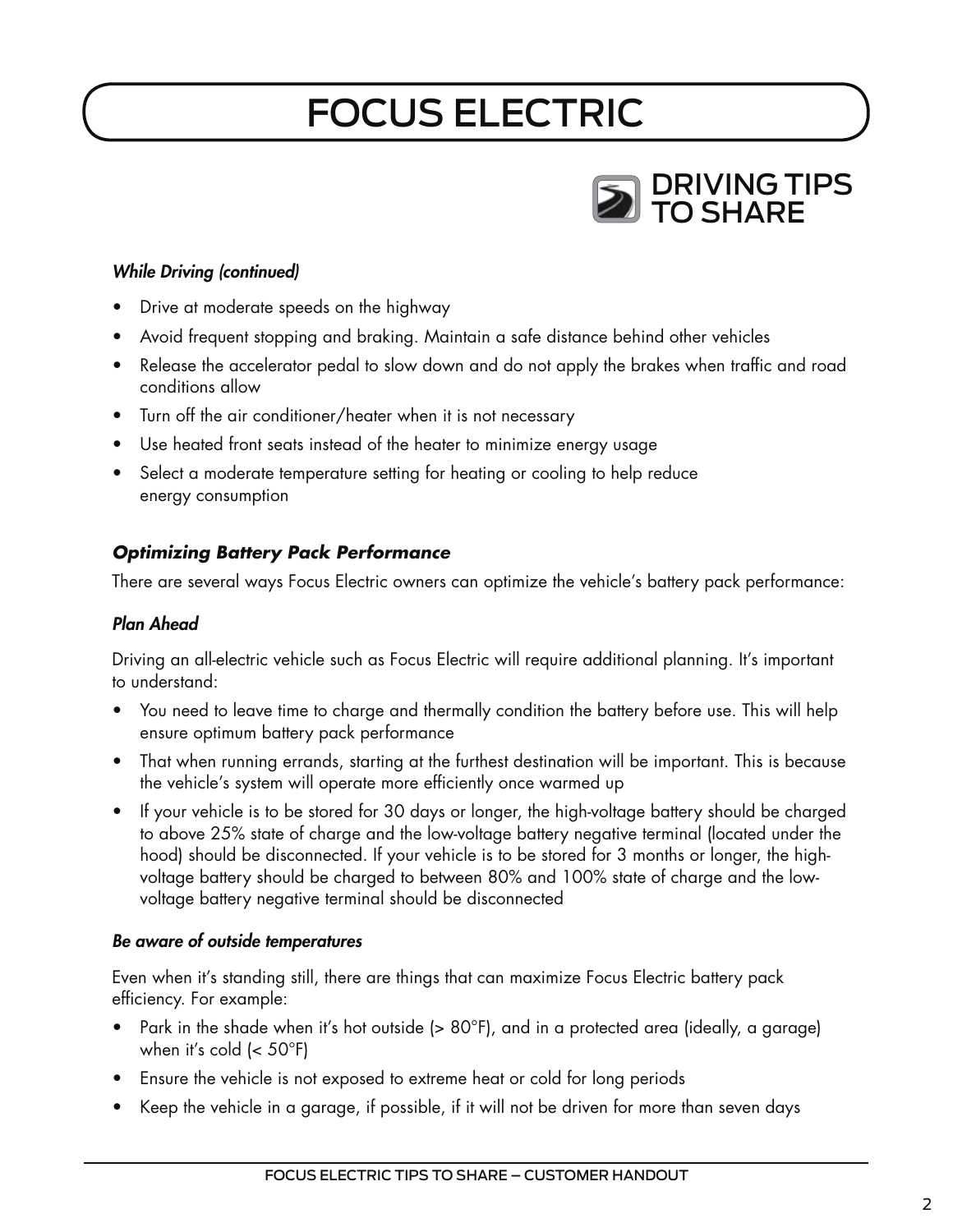# FOCUS ELECTRIC

## DRIVING TIPS TO SHARE

***While Driving (continued)***

- Drive at moderate speeds on the highway
- Avoid frequent stopping and braking. Maintain a safe distance behind other vehicles
- Release the accelerator pedal to slow down and do not apply the brakes when traffic and road conditions allow
- Turn off the air conditioner/heater when it is not necessary
- Use heated front seats instead of the heater to minimize energy usage
- Select a moderate temperature setting for heating or cooling to help reduce energy consumption

### *Optimizing Battery Pack Performance*

There are several ways Focus Electric owners can optimize the vehicle's battery pack performance:

***Plan Ahead***

Driving an all-electric vehicle such as Focus Electric will require additional planning. It's important to understand:

- You need to leave time to charge and thermally condition the battery before use. This will help ensure optimum battery pack performance
- That when running errands, starting at the furthest destination will be important. This is because the vehicle's system will operate more efficiently once warmed up
- If your vehicle is to be stored for 30 days or longer, the high-voltage battery should be charged to above 25% state of charge and the low-voltage battery negative terminal (located under the hood) should be disconnected. If your vehicle is to be stored for 3 months or longer, the high-voltage battery should be charged to between 80% and 100% state of charge and the low-voltage battery negative terminal should be disconnected

***Be aware of outside temperatures***

Even when it's standing still, there are things that can maximize Focus Electric battery pack efficiency. For example:

- Park in the shade when it's hot outside (> 80°F), and in a protected area (ideally, a garage) when it's cold (< 50°F)
- Ensure the vehicle is not exposed to extreme heat or cold for long periods
- Keep the vehicle in a garage, if possible, if it will not be driven for more than seven days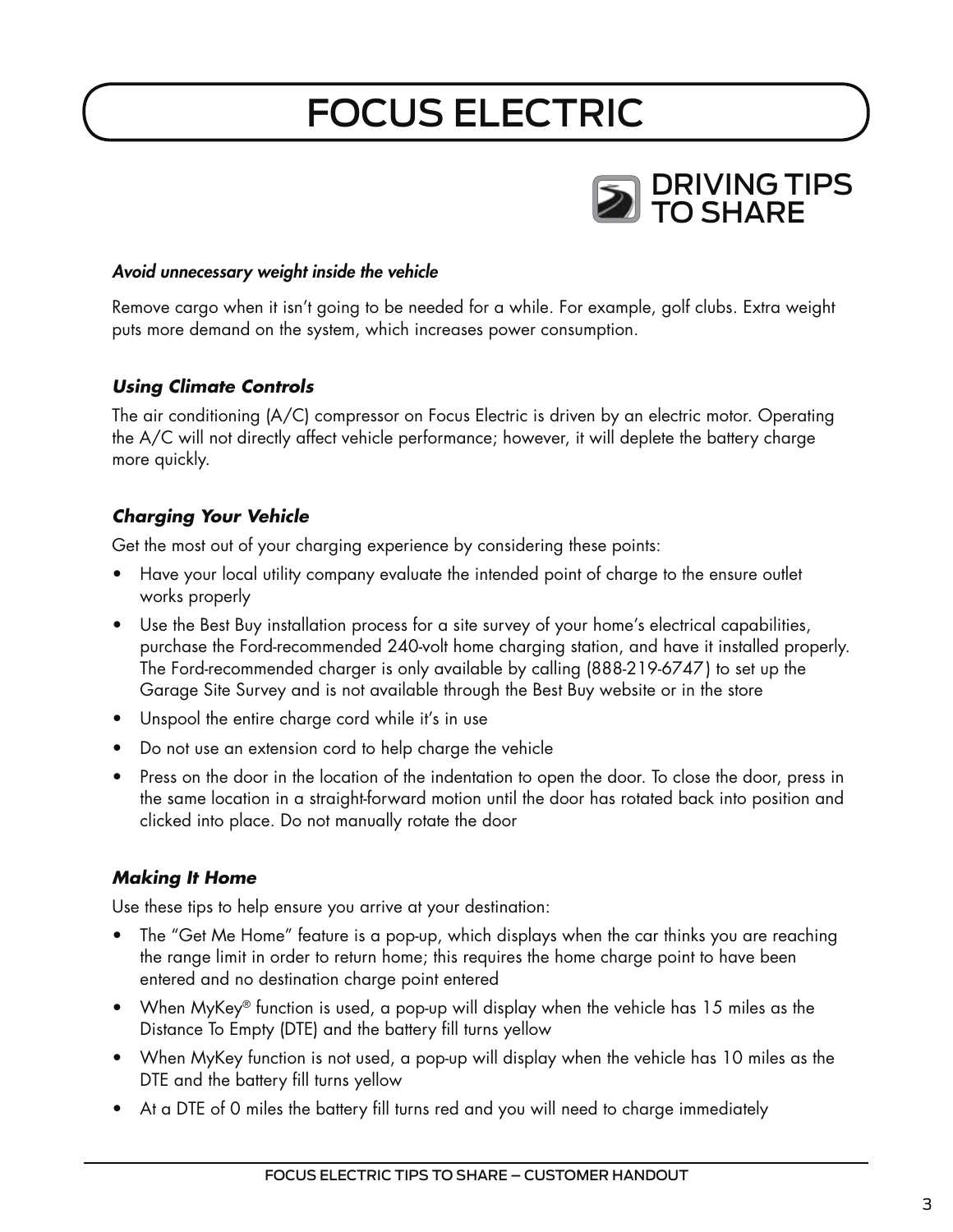# FOCUS ELECTRIC

## DRIVING TIPS TO SHARE

***Avoid unnecessary weight inside the vehicle***

Remove cargo when it isn't going to be needed for a while. For example, golf clubs. Extra weight puts more demand on the system, which increases power consumption.

***Using Climate Controls***

The air conditioning (A/C) compressor on Focus Electric is driven by an electric motor. Operating the A/C will not directly affect vehicle performance; however, it will deplete the battery charge more quickly.

***Charging Your Vehicle***

Get the most out of your charging experience by considering these points:

- Have your local utility company evaluate the intended point of charge to the ensure outlet works properly
- Use the Best Buy installation process for a site survey of your home's electrical capabilities, purchase the Ford-recommended 240-volt home charging station, and have it installed properly. The Ford-recommended charger is only available by calling (888-219-6747) to set up the Garage Site Survey and is not available through the Best Buy website or in the store
- Unspool the entire charge cord while it's in use
- Do not use an extension cord to help charge the vehicle
- Press on the door in the location of the indentation to open the door. To close the door, press in the same location in a straight-forward motion until the door has rotated back into position and clicked into place. Do not manually rotate the door

***Making It Home***

Use these tips to help ensure you arrive at your destination:

- The "Get Me Home" feature is a pop-up, which displays when the car thinks you are reaching the range limit in order to return home; this requires the home charge point to have been entered and no destination charge point entered
- When MyKey® function is used, a pop-up will display when the vehicle has 15 miles as the Distance To Empty (DTE) and the battery fill turns yellow
- When MyKey function is not used, a pop-up will display when the vehicle has 10 miles as the DTE and the battery fill turns yellow
- At a DTE of 0 miles the battery fill turns red and you will need to charge immediately